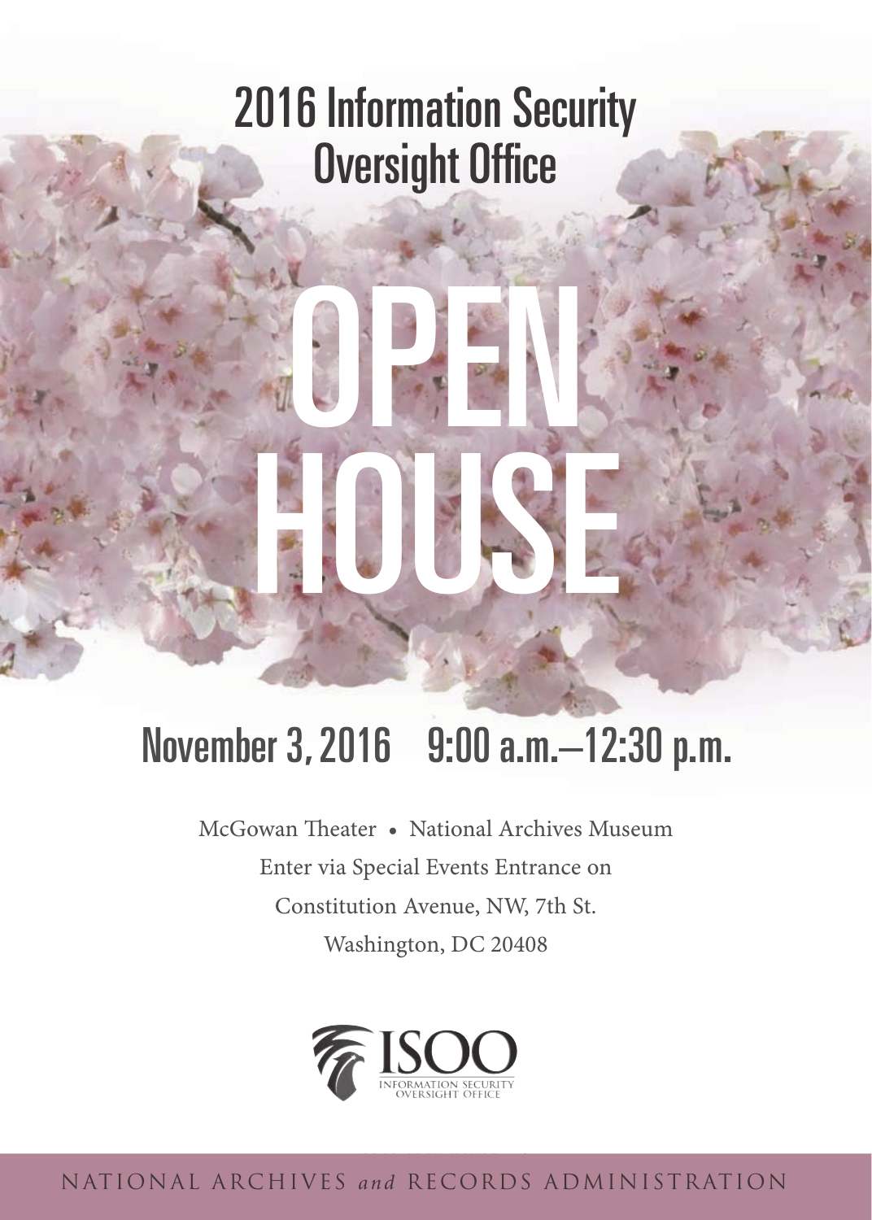# 2016 Information Security Oversight Office

# OPEN HOUSE

## November 3, 2016 9:00 a.m.–12:30 p.m.

McGowan Theater • National Archives Museum

Enter via Special Events Entrance on

Constitution Avenue, NW, 7th St.

Washington, DC 20408

ISOO
INFORMATION SECURITY OVERSIGHT OFFICE

NATIONAL ARCHIVES *and* RECORDS ADMINISTRATION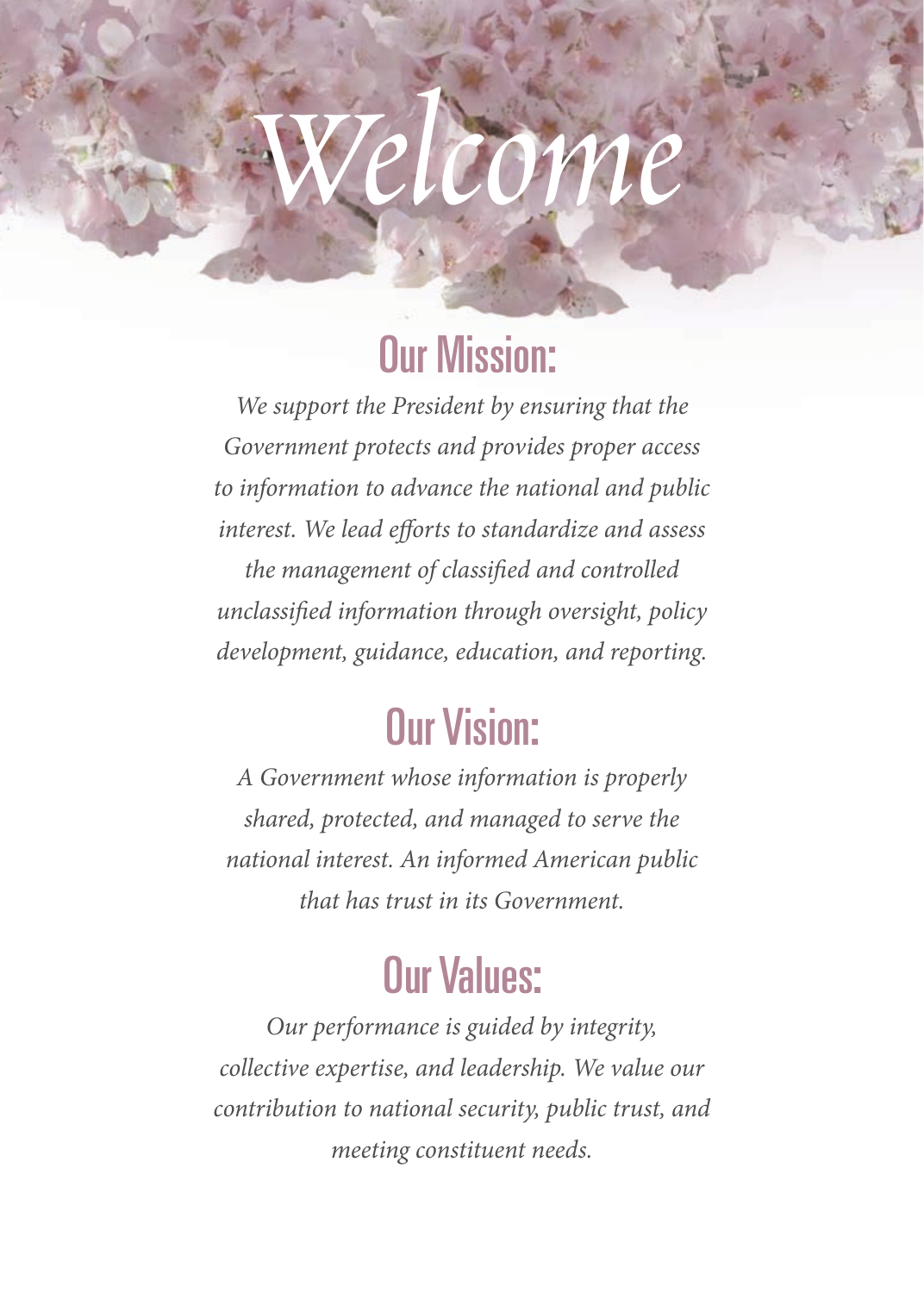# *Welcome*

## Our Mission:

*We support the President by ensuring that the Government protects and provides proper access to information to advance the national and public interest. We lead efforts to standardize and assess the management of classified and controlled unclassified information through oversight, policy development, guidance, education, and reporting.*

## Our Vision:

*A Government whose information is properly shared, protected, and managed to serve the national interest. An informed American public that has trust in its Government.*

## Our Values:

*Our performance is guided by integrity, collective expertise, and leadership. We value our contribution to national security, public trust, and meeting constituent needs.*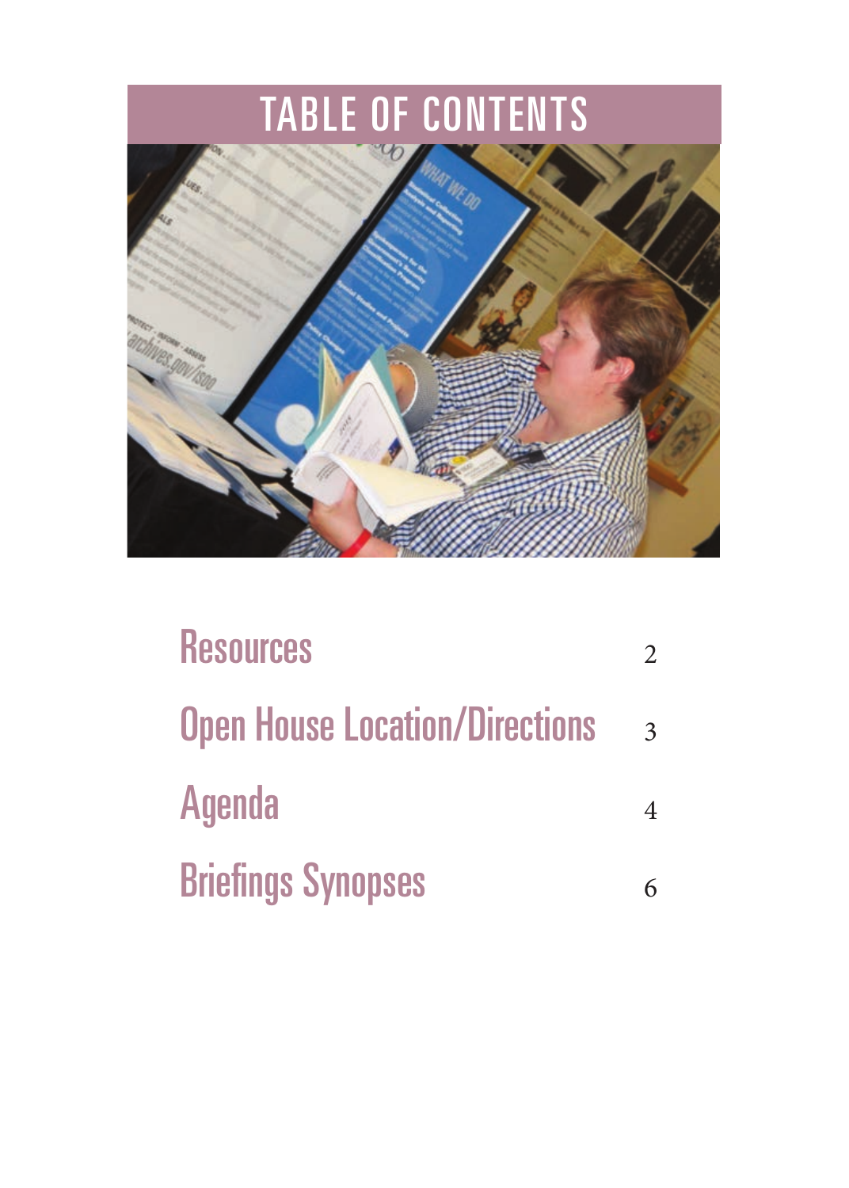# TABLE OF CONTENTS

| | |
|---|---|
| Resources | 2 |
| Open House Location/Directions | 3 |
| Agenda | 4 |
| Briefings Synopses | 6 |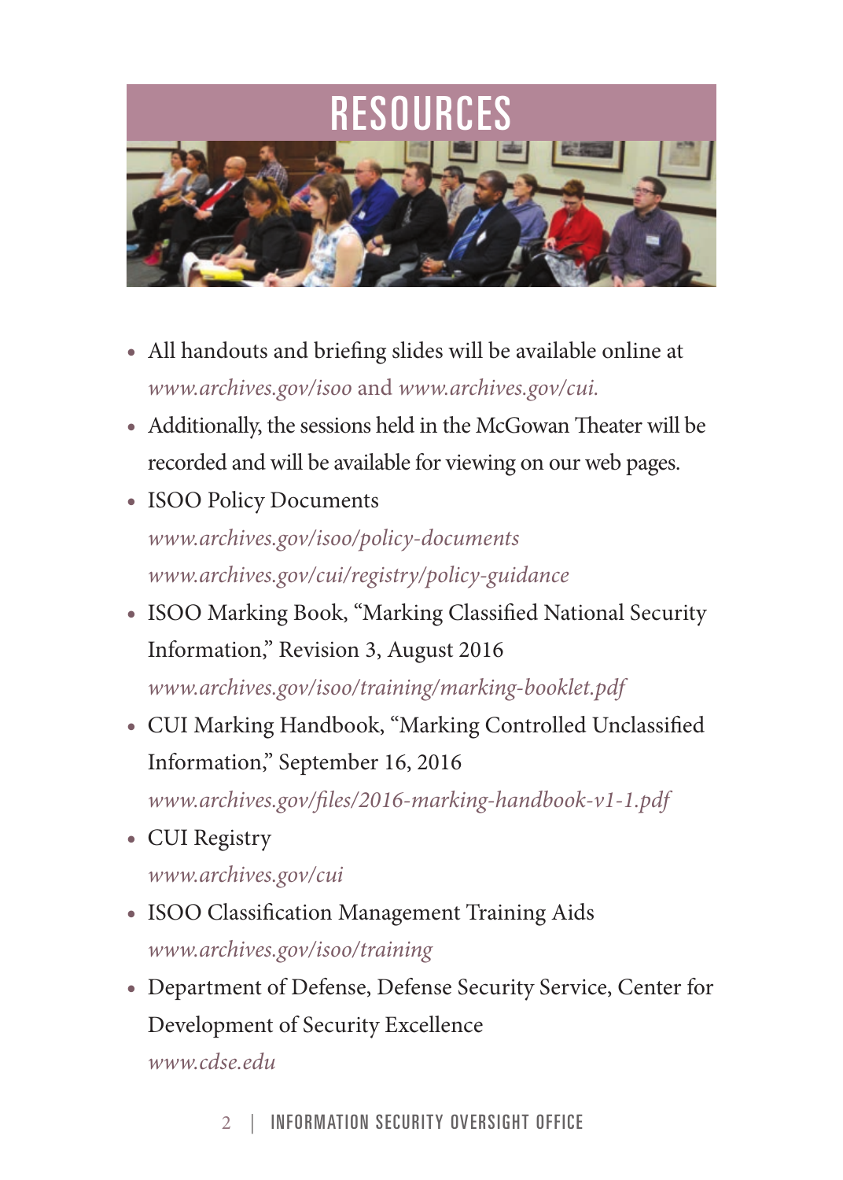# RESOURCES

- All handouts and briefing slides will be available online at *www.archives.gov/isoo* and *www.archives.gov/cui.*
- Additionally, the sessions held in the McGowan Theater will be recorded and will be available for viewing on our web pages.
- ISOO Policy Documents
  *www.archives.gov/isoo/policy-documents*
  *www.archives.gov/cui/registry/policy-guidance*
- ISOO Marking Book, "Marking Classified National Security Information," Revision 3, August 2016
  *www.archives.gov/isoo/training/marking-booklet.pdf*
- CUI Marking Handbook, "Marking Controlled Unclassified Information," September 16, 2016
  *www.archives.gov/files/2016-marking-handbook-v1-1.pdf*
- CUI Registry
  *www.archives.gov/cui*
- ISOO Classification Management Training Aids
  *www.archives.gov/isoo/training*
- Department of Defense, Defense Security Service, Center for Development of Security Excellence
  *www.cdse.edu*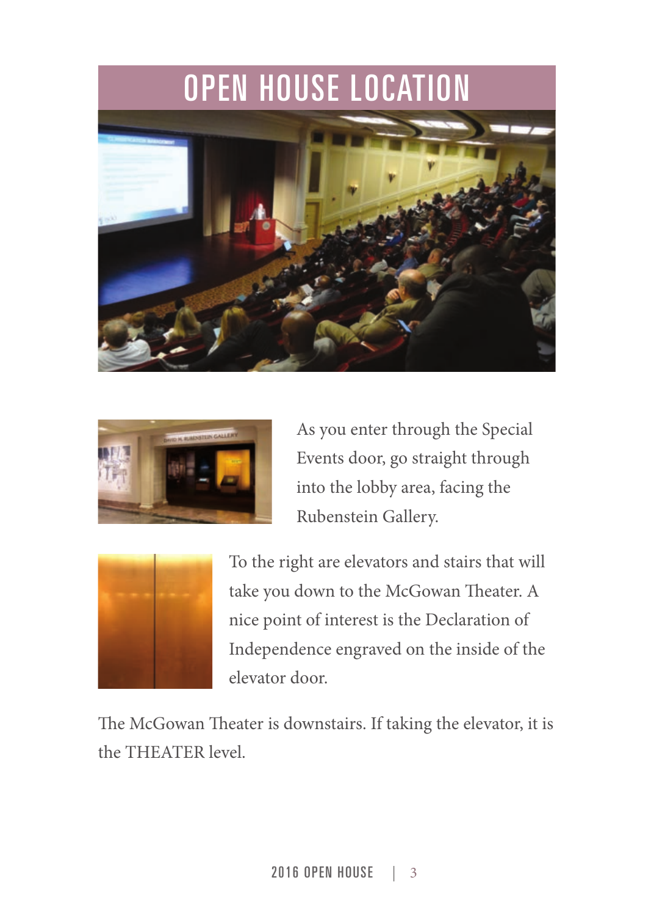# OPEN HOUSE LOCATION

As you enter through the Special Events door, go straight through into the lobby area, facing the Rubenstein Gallery.

To the right are elevators and stairs that will take you down to the McGowan Theater. A nice point of interest is the Declaration of Independence engraved on the inside of the elevator door.

The McGowan Theater is downstairs. If taking the elevator, it is the THEATER level.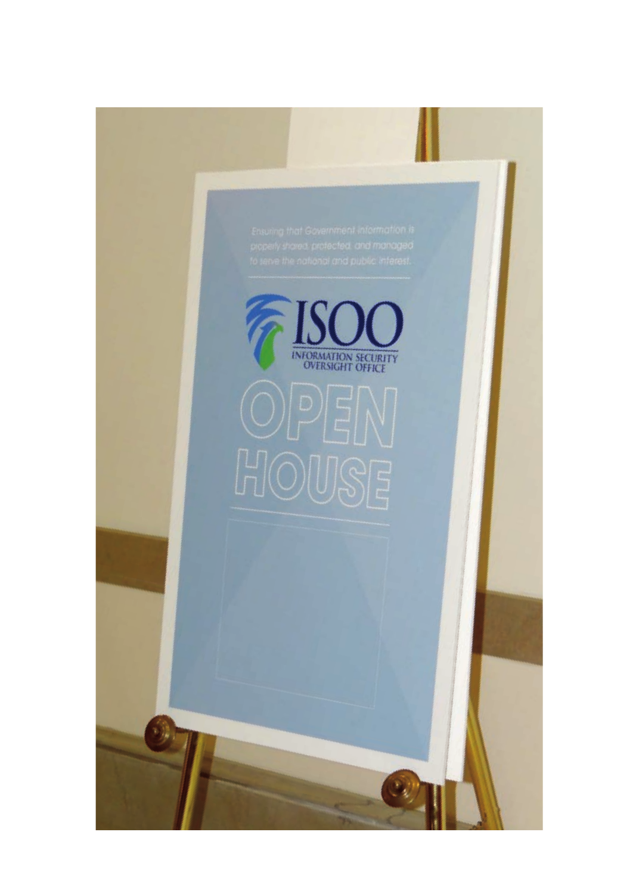Ensuring that Government information is properly shared, protected, and managed to serve the national and public interest.

ISOO

INFORMATION SECURITY OVERSIGHT OFFICE

OPEN HOUSE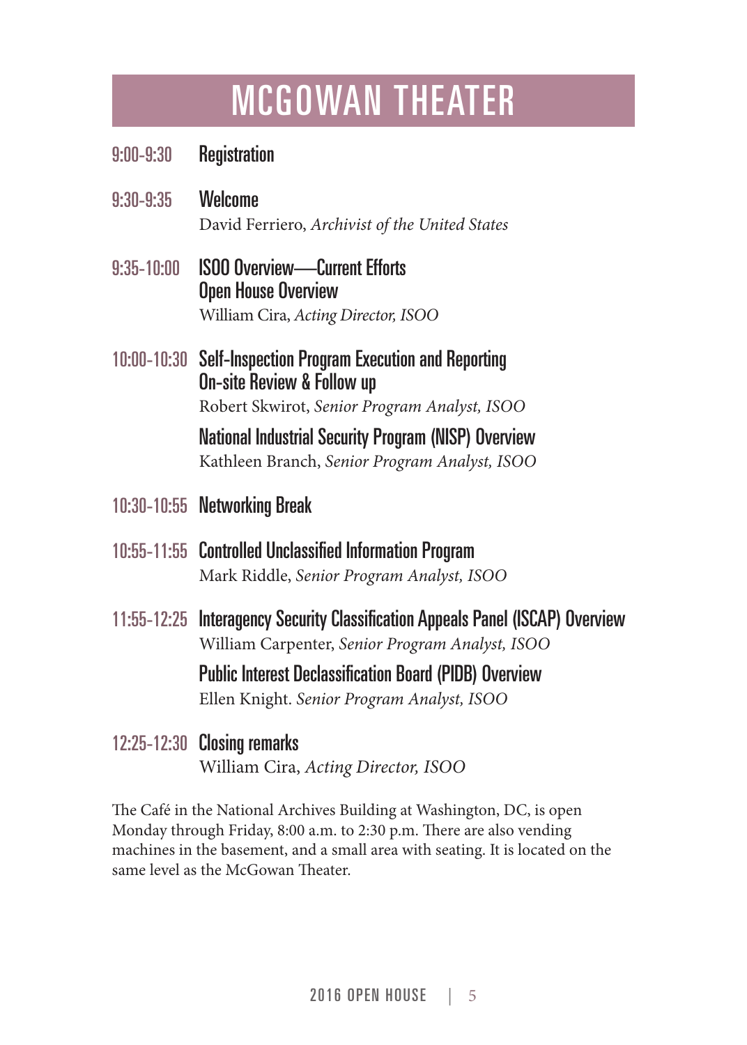# MCGOWAN THEATER

**9:00-9:30** **Registration**

**9:30-9:35** **Welcome**
David Ferriero, *Archivist of the United States*

**9:35-10:00** **ISOO Overview—Current Efforts**
**Open House Overview**
William Cira, *Acting Director, ISOO*

**10:00-10:30** **Self-Inspection Program Execution and Reporting**
**On-site Review & Follow up**
Robert Skwirot, *Senior Program Analyst, ISOO*

**National Industrial Security Program (NISP) Overview**
Kathleen Branch, *Senior Program Analyst, ISOO*

**10:30-10:55** **Networking Break**

**10:55-11:55** **Controlled Unclassified Information Program**
Mark Riddle, *Senior Program Analyst, ISOO*

**11:55-12:25** **Interagency Security Classification Appeals Panel (ISCAP) Overview**
William Carpenter, *Senior Program Analyst, ISOO*

**Public Interest Declassification Board (PIDB) Overview**
Ellen Knight. *Senior Program Analyst, ISOO*

**12:25-12:30** **Closing remarks**
William Cira, *Acting Director, ISOO*

The Café in the National Archives Building at Washington, DC, is open Monday through Friday, 8:00 a.m. to 2:30 p.m. There are also vending machines in the basement, and a small area with seating. It is located on the same level as the McGowan Theater.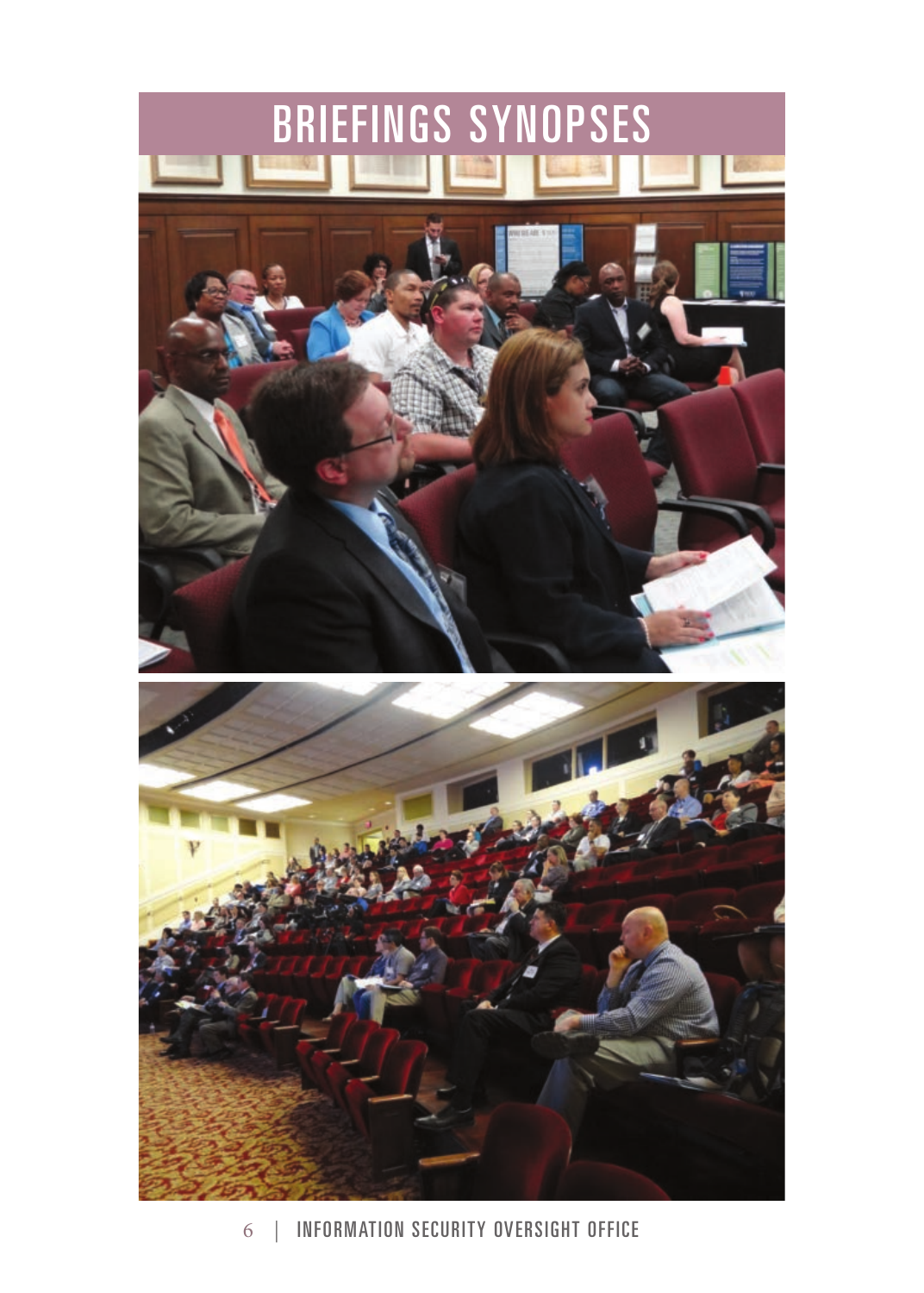# BRIEFINGS SYNOPSES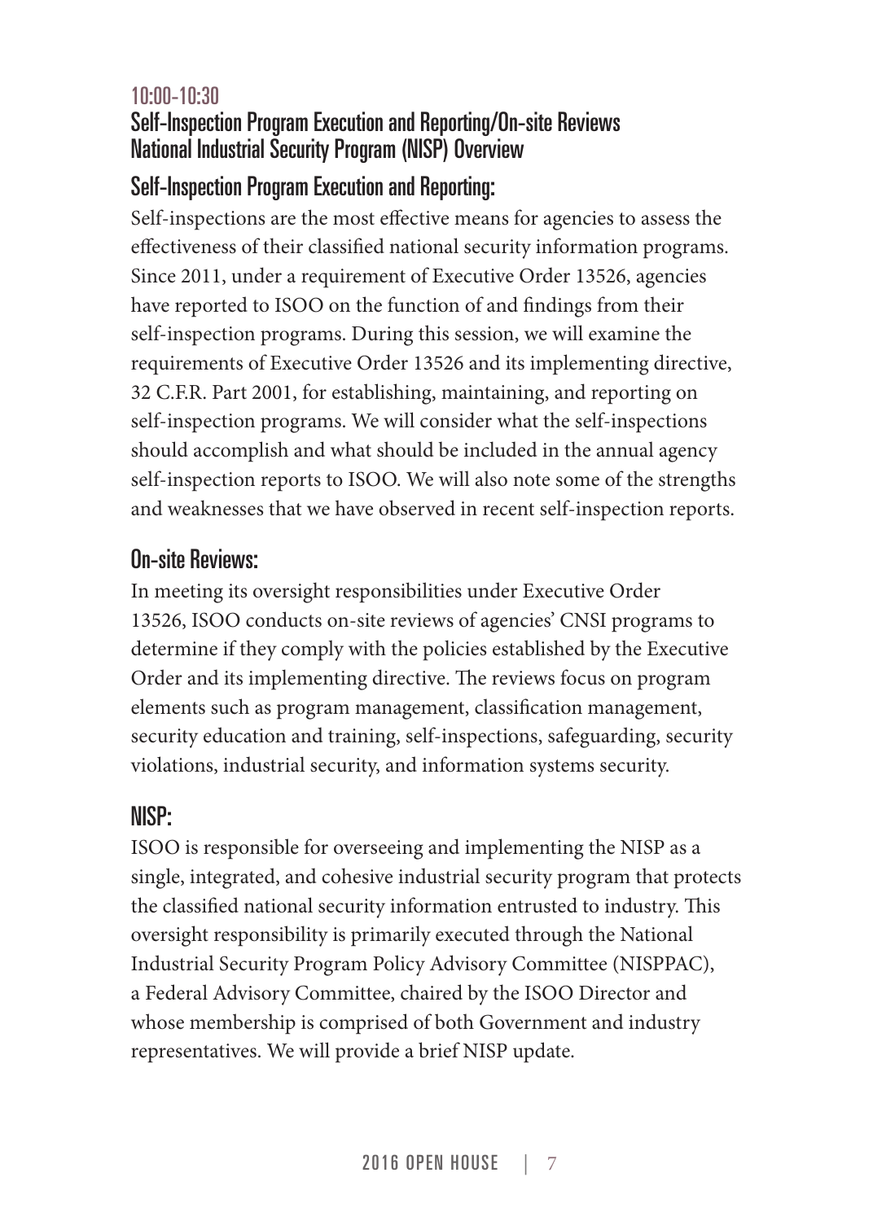## 10:00-10:30

## Self-Inspection Program Execution and Reporting/On-site Reviews National Industrial Security Program (NISP) Overview

### Self-Inspection Program Execution and Reporting:

Self-inspections are the most effective means for agencies to assess the effectiveness of their classified national security information programs. Since 2011, under a requirement of Executive Order 13526, agencies have reported to ISOO on the function of and findings from their self-inspection programs. During this session, we will examine the requirements of Executive Order 13526 and its implementing directive, 32 C.F.R. Part 2001, for establishing, maintaining, and reporting on self-inspection programs. We will consider what the self-inspections should accomplish and what should be included in the annual agency self-inspection reports to ISOO. We will also note some of the strengths and weaknesses that we have observed in recent self-inspection reports.

### On-site Reviews:

In meeting its oversight responsibilities under Executive Order 13526, ISOO conducts on-site reviews of agencies' CNSI programs to determine if they comply with the policies established by the Executive Order and its implementing directive. The reviews focus on program elements such as program management, classification management, security education and training, self-inspections, safeguarding, security violations, industrial security, and information systems security.

### NISP:

ISOO is responsible for overseeing and implementing the NISP as a single, integrated, and cohesive industrial security program that protects the classified national security information entrusted to industry. This oversight responsibility is primarily executed through the National Industrial Security Program Policy Advisory Committee (NISPPAC), a Federal Advisory Committee, chaired by the ISOO Director and whose membership is comprised of both Government and industry representatives. We will provide a brief NISP update.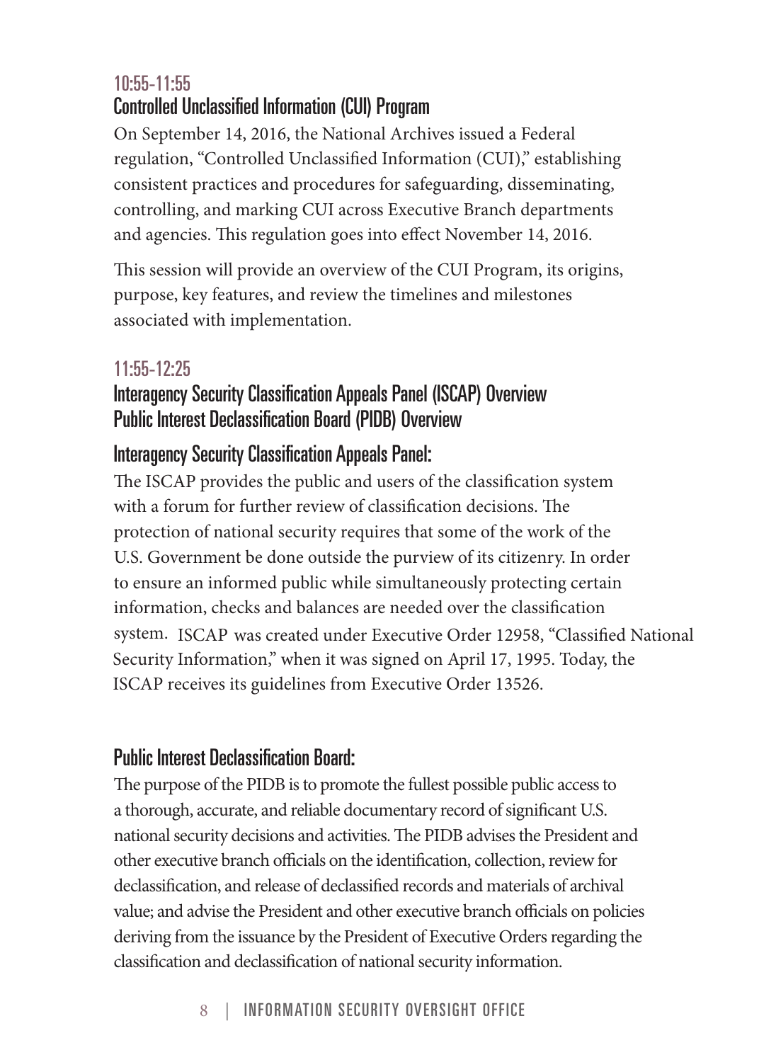### 10:55-11:55

## Controlled Unclassified Information (CUI) Program

On September 14, 2016, the National Archives issued a Federal regulation, "Controlled Unclassified Information (CUI)," establishing consistent practices and procedures for safeguarding, disseminating, controlling, and marking CUI across Executive Branch departments and agencies. This regulation goes into effect November 14, 2016.

This session will provide an overview of the CUI Program, its origins, purpose, key features, and review the timelines and milestones associated with implementation.

### 11:55-12:25

## Interagency Security Classification Appeals Panel (ISCAP) Overview
## Public Interest Declassification Board (PIDB) Overview

### Interagency Security Classification Appeals Panel:

The ISCAP provides the public and users of the classification system with a forum for further review of classification decisions. The protection of national security requires that some of the work of the U.S. Government be done outside the purview of its citizenry. In order to ensure an informed public while simultaneously protecting certain information, checks and balances are needed over the classification system. ISCAP was created under Executive Order 12958, "Classified National Security Information," when it was signed on April 17, 1995. Today, the ISCAP receives its guidelines from Executive Order 13526.

### Public Interest Declassification Board:

The purpose of the PIDB is to promote the fullest possible public access to a thorough, accurate, and reliable documentary record of significant U.S. national security decisions and activities. The PIDB advises the President and other executive branch officials on the identification, collection, review for declassification, and release of declassified records and materials of archival value; and advise the President and other executive branch officials on policies deriving from the issuance by the President of Executive Orders regarding the classification and declassification of national security information.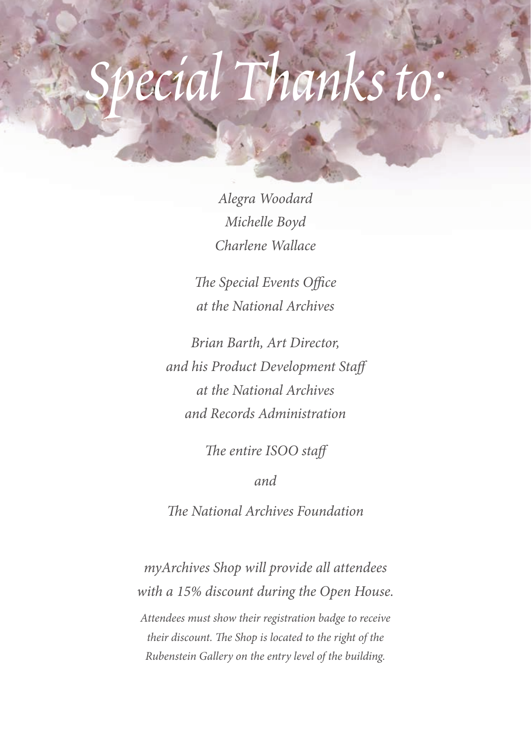# *Special Thanks to:*

*Alegra Woodard*
*Michelle Boyd*
*Charlene Wallace*

*The Special Events Office*
*at the National Archives*

*Brian Barth, Art Director,*
*and his Product Development Staff*
*at the National Archives*
*and Records Administration*

*The entire ISOO staff*

*and*

*The National Archives Foundation*

*myArchives Shop will provide all attendees with a 15% discount during the Open House.*

*Attendees must show their registration badge to receive their discount. The Shop is located to the right of the Rubenstein Gallery on the entry level of the building.*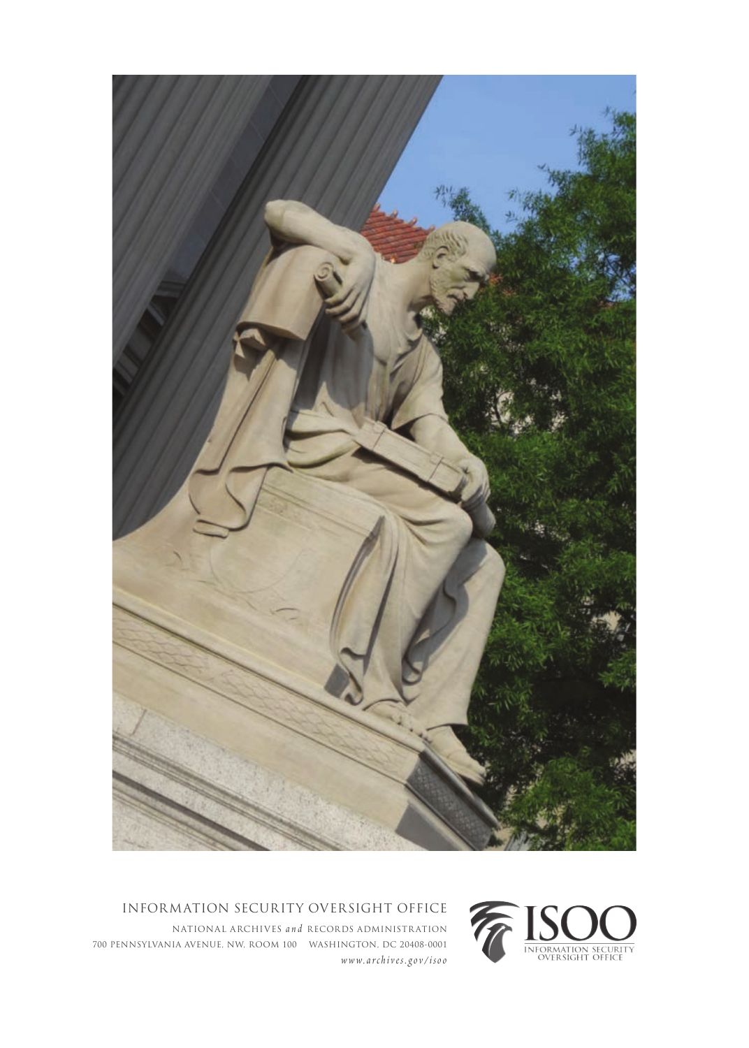INFORMATION SECURITY OVERSIGHT OFFICE

NATIONAL ARCHIVES *and* RECORDS ADMINISTRATION

700 PENNSYLVANIA AVENUE, NW, ROOM 100 WASHINGTON, DC 20408-0001

*www.archives.gov/isoo*

ISOO

INFORMATION SECURITY OVERSIGHT OFFICE